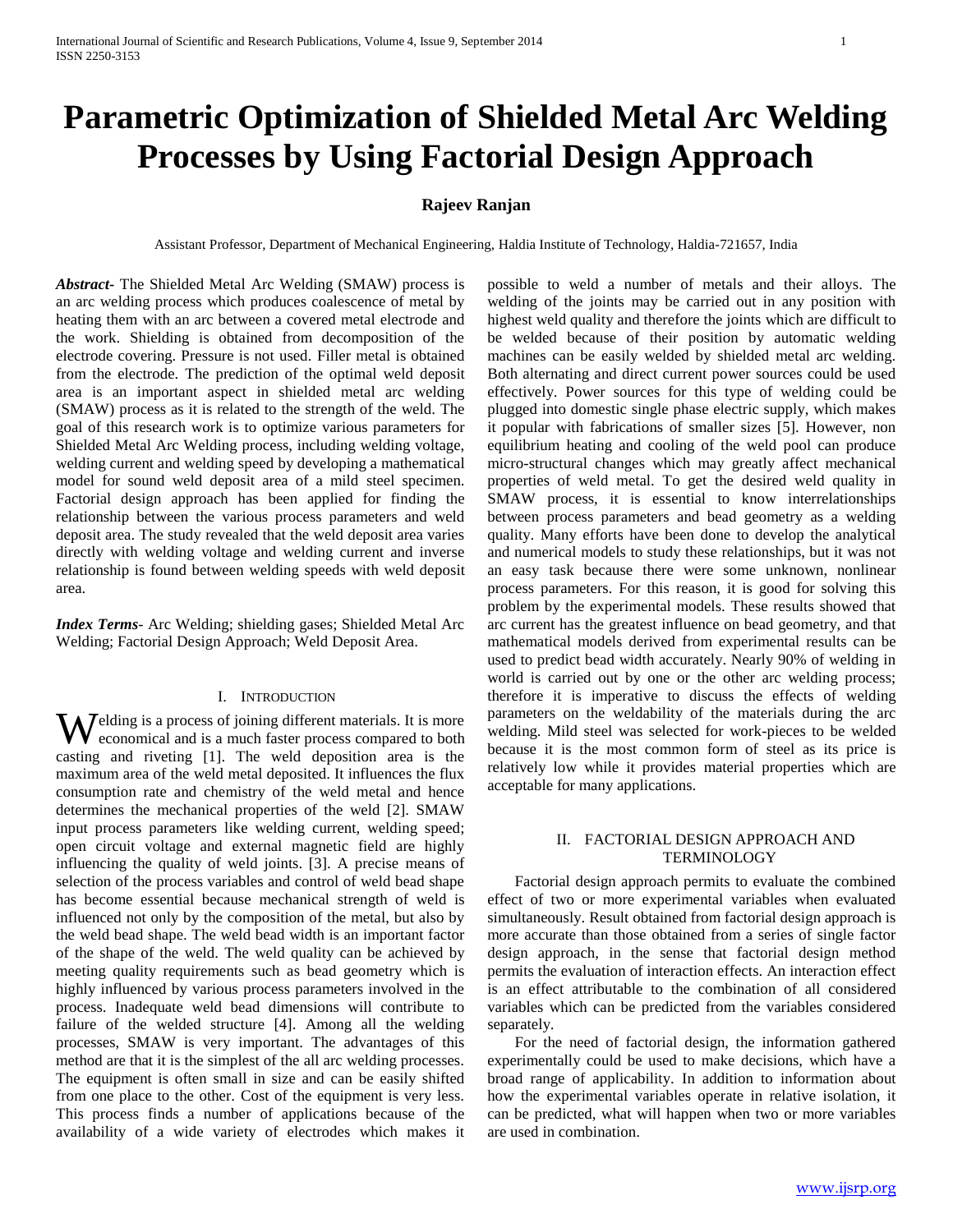# Parametric Optimization of Shielded Metal Arc Welding Processes by Using Factorial Design Approach

**Rajeev Ranjan**

Assistant Professor, Department of Mechanical Engineering, Haldia Institute of Technology, Haldia-721657, India

***Abstract*-** The Shielded Metal Arc Welding (SMAW) process is an arc welding process which produces coalescence of metal by heating them with an arc between a covered metal electrode and the work. Shielding is obtained from decomposition of the electrode covering. Pressure is not used. Filler metal is obtained from the electrode. The prediction of the optimal weld deposit area is an important aspect in shielded metal arc welding (SMAW) process as it is related to the strength of the weld. The goal of this research work is to optimize various parameters for Shielded Metal Arc Welding process, including welding voltage, welding current and welding speed by developing a mathematical model for sound weld deposit area of a mild steel specimen. Factorial design approach has been applied for finding the relationship between the various process parameters and weld deposit area. The study revealed that the weld deposit area varies directly with welding voltage and welding current and inverse relationship is found between welding speeds with weld deposit area.

***Index Terms*-** Arc Welding; shielding gases; Shielded Metal Arc Welding; Factorial Design Approach; Weld Deposit Area.

## I. Introduction

Welding is a process of joining different materials. It is more economical and is a much faster process compared to both casting and riveting [1]. The weld deposition area is the maximum area of the weld metal deposited. It influences the flux consumption rate and chemistry of the weld metal and hence determines the mechanical properties of the weld [2]. SMAW input process parameters like welding current, welding speed; open circuit voltage and external magnetic field are highly influencing the quality of weld joints. [3]. A precise means of selection of the process variables and control of weld bead shape has become essential because mechanical strength of weld is influenced not only by the composition of the metal, but also by the weld bead shape. The weld bead width is an important factor of the shape of the weld. The weld quality can be achieved by meeting quality requirements such as bead geometry which is highly influenced by various process parameters involved in the process. Inadequate weld bead dimensions will contribute to failure of the welded structure [4]. Among all the welding processes, SMAW is very important. The advantages of this method are that it is the simplest of the all arc welding processes. The equipment is often small in size and can be easily shifted from one place to the other. Cost of the equipment is very less. This process finds a number of applications because of the availability of a wide variety of electrodes which makes it possible to weld a number of metals and their alloys. The welding of the joints may be carried out in any position with highest weld quality and therefore the joints which are difficult to be welded because of their position by automatic welding machines can be easily welded by shielded metal arc welding. Both alternating and direct current power sources could be used effectively. Power sources for this type of welding could be plugged into domestic single phase electric supply, which makes it popular with fabrications of smaller sizes [5]. However, non equilibrium heating and cooling of the weld pool can produce micro-structural changes which may greatly affect mechanical properties of weld metal. To get the desired weld quality in SMAW process, it is essential to know interrelationships between process parameters and bead geometry as a welding quality. Many efforts have been done to develop the analytical and numerical models to study these relationships, but it was not an easy task because there were some unknown, nonlinear process parameters. For this reason, it is good for solving this problem by the experimental models. These results showed that arc current has the greatest influence on bead geometry, and that mathematical models derived from experimental results can be used to predict bead width accurately. Nearly 90% of welding in world is carried out by one or the other arc welding process; therefore it is imperative to discuss the effects of welding parameters on the weldability of the materials during the arc welding. Mild steel was selected for work-pieces to be welded because it is the most common form of steel as its price is relatively low while it provides material properties which are acceptable for many applications.

## II. Factorial Design Approach and Terminology

Factorial design approach permits to evaluate the combined effect of two or more experimental variables when evaluated simultaneously. Result obtained from factorial design approach is more accurate than those obtained from a series of single factor design approach, in the sense that factorial design method permits the evaluation of interaction effects. An interaction effect is an effect attributable to the combination of all considered variables which can be predicted from the variables considered separately.

For the need of factorial design, the information gathered experimentally could be used to make decisions, which have a broad range of applicability. In addition to information about how the experimental variables operate in relative isolation, it can be predicted, what will happen when two or more variables are used in combination.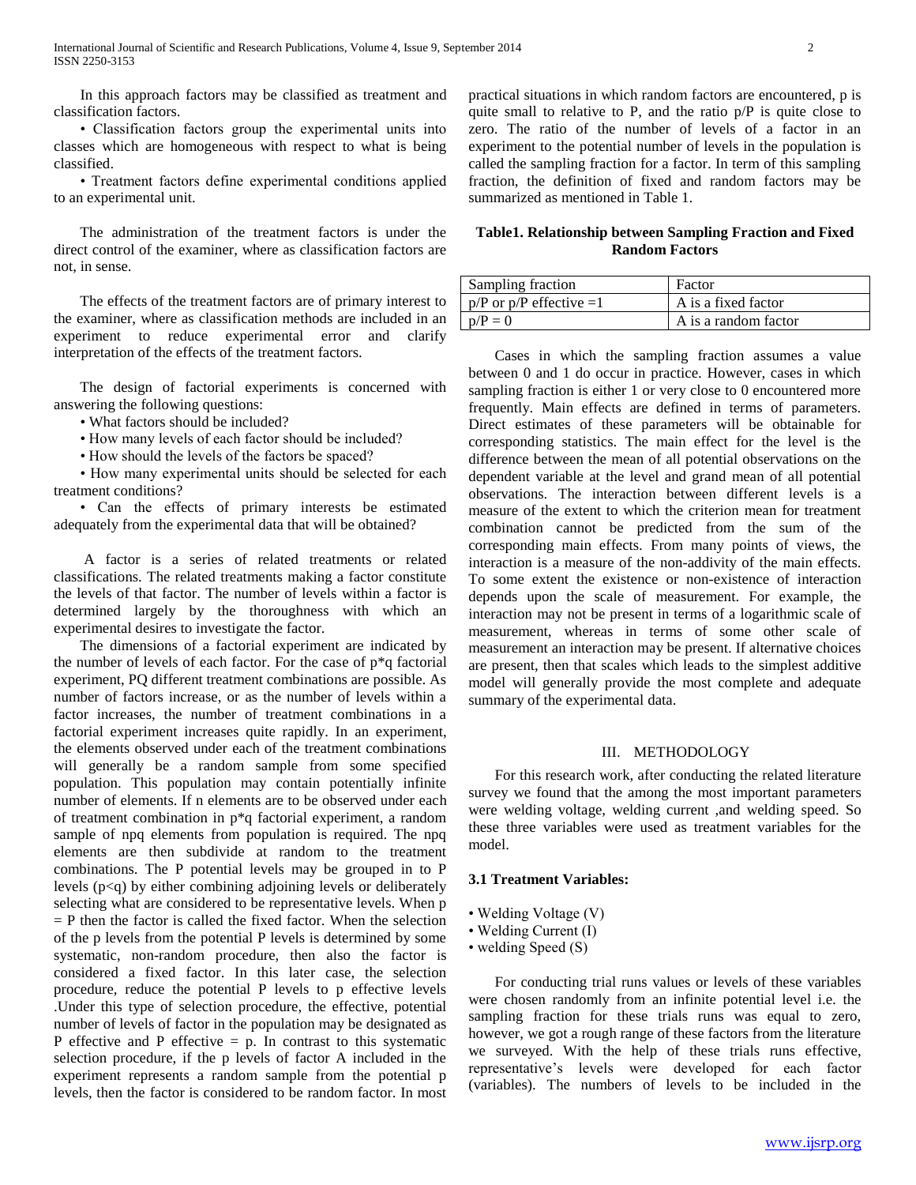In this approach factors may be classified as treatment and classification factors.

• Classification factors group the experimental units into classes which are homogeneous with respect to what is being classified.

• Treatment factors define experimental conditions applied to an experimental unit.

The administration of the treatment factors is under the direct control of the examiner, where as classification factors are not, in sense.

The effects of the treatment factors are of primary interest to the examiner, where as classification methods are included in an experiment to reduce experimental error and clarify interpretation of the effects of the treatment factors.

The design of factorial experiments is concerned with answering the following questions:

• What factors should be included?

• How many levels of each factor should be included?

• How should the levels of the factors be spaced?

• How many experimental units should be selected for each treatment conditions?

• Can the effects of primary interests be estimated adequately from the experimental data that will be obtained?

A factor is a series of related treatments or related classifications. The related treatments making a factor constitute the levels of that factor. The number of levels within a factor is determined largely by the thoroughness with which an experimental desires to investigate the factor.

The dimensions of a factorial experiment are indicated by the number of levels of each factor. For the case of p*q factorial experiment, PQ different treatment combinations are possible. As number of factors increase, or as the number of levels within a factor increases, the number of treatment combinations in a factorial experiment increases quite rapidly. In an experiment, the elements observed under each of the treatment combinations will generally be a random sample from some specified population. This population may contain potentially infinite number of elements. If n elements are to be observed under each of treatment combination in p*q factorial experiment, a random sample of npq elements from population is required. The npq elements are then subdivide at random to the treatment combinations. The P potential levels may be grouped in to P levels ($p<q$) by either combining adjoining levels or deliberately selecting what are considered to be representative levels. When $p = P$ then the factor is called the fixed factor. When the selection of the p levels from the potential P levels is determined by some systematic, non-random procedure, then also the factor is considered a fixed factor. In this later case, the selection procedure, reduce the potential P levels to p effective levels .Under this type of selection procedure, the effective, potential number of levels of factor in the population may be designated as P effective and P effective = p. In contrast to this systematic selection procedure, if the p levels of factor A included in the experiment represents a random sample from the potential p levels, then the factor is considered to be random factor. In most practical situations in which random factors are encountered, p is quite small to relative to P, and the ratio p/P is quite close to zero. The ratio of the number of levels of a factor in an experiment to the potential number of levels in the population is called the sampling fraction for a factor. In term of this sampling fraction, the definition of fixed and random factors may be summarized as mentioned in Table 1.

**Table1. Relationship between Sampling Fraction and Fixed Random Factors**

| Sampling fraction | Factor |
|---|---|
| p/P or p/P effective =1 | A is a fixed factor |
| p/P = 0 | A is a random factor |

Cases in which the sampling fraction assumes a value between 0 and 1 do occur in practice. However, cases in which sampling fraction is either 1 or very close to 0 encountered more frequently. Main effects are defined in terms of parameters. Direct estimates of these parameters will be obtainable for corresponding statistics. The main effect for the level is the difference between the mean of all potential observations on the dependent variable at the level and grand mean of all potential observations. The interaction between different levels is a measure of the extent to which the criterion mean for treatment combination cannot be predicted from the sum of the corresponding main effects. From many points of views, the interaction is a measure of the non-addivity of the main effects. To some extent the existence or non-existence of interaction depends upon the scale of measurement. For example, the interaction may not be present in terms of a logarithmic scale of measurement, whereas in terms of some other scale of measurement an interaction may be present. If alternative choices are present, then that scales which leads to the simplest additive model will generally provide the most complete and adequate summary of the experimental data.

## III. METHODOLOGY

For this research work, after conducting the related literature survey we found that the among the most important parameters were welding voltage, welding current ,and welding speed. So these three variables were used as treatment variables for the model.

### 3.1 Treatment Variables:

• Welding Voltage (V)

• Welding Current (I)

• welding Speed (S)

For conducting trial runs values or levels of these variables were chosen randomly from an infinite potential level i.e. the sampling fraction for these trials runs was equal to zero, however, we got a rough range of these factors from the literature we surveyed. With the help of these trials runs effective, representative's levels were developed for each factor (variables). The numbers of levels to be included in the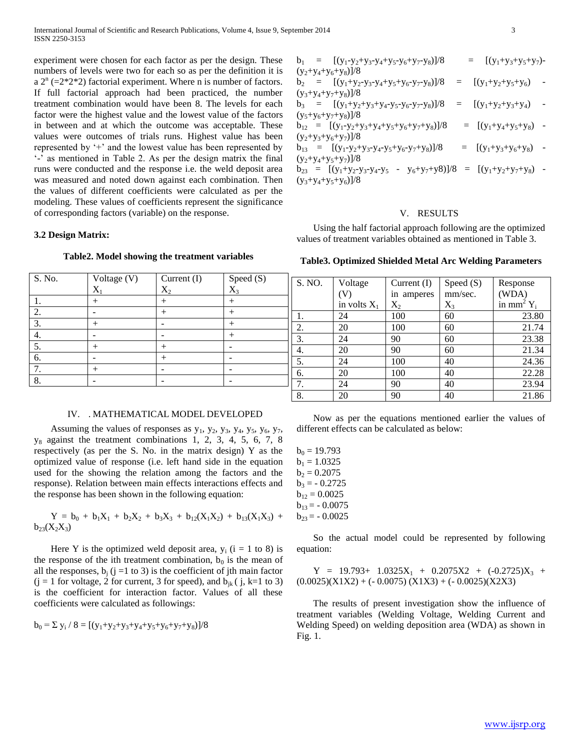experiment were chosen for each factor as per the design. These numbers of levels were two for each so as per the definition it is a $2^n$ (=2*2*2) factorial experiment. Where n is number of factors. If full factorial approach had been practiced, the number treatment combination would have been 8. The levels for each factor were the highest value and the lowest value of the factors in between and at which the outcome was acceptable. These values were outcomes of trials runs. Highest value has been represented by '+' and the lowest value has been represented by '-' as mentioned in Table 2. As per the design matrix the final runs were conducted and the response i.e. the weld deposit area was measured and noted down against each combination. Then the values of different coefficients were calculated as per the modeling. These values of coefficients represent the significance of corresponding factors (variable) on the response.

### 3.2 Design Matrix:

**Table2. Model showing the treatment variables**

| S. No. | Voltage (V) $X_1$ | Current (I) $X_2$ | Speed (S) $X_3$ |
|---|---|---|---|
| 1. | + | + | + |
| 2. | - | + | + |
| 3. | + | - | + |
| 4. | - | - | + |
| 5. | + | + | - |
| 6. | - | + | - |
| 7. | + | - | - |
| 8. | - | - | - |

## IV. . MATHEMATICAL MODEL DEVELOPED

Assuming the values of responses as $y_1$, $y_2$, $y_3$, $y_4$, $y_5$, $y_6$, $y_7$, $y_8$ against the treatment combinations 1, 2, 3, 4, 5, 6, 7, 8 respectively (as per the S. No. in the matrix design) Y as the optimized value of response (i.e. left hand side in the equation used for the showing the relation among the factors and the response). Relation between main effects interactions effects and the response has been shown in the following equation:

$$Y = b_0 + b_1X_1 + b_2X_2 + b_3X_3 + b_{12}(X_1X_2) + b_{13}(X_1X_3) + b_{23}(X_2X_3)$$

Here Y is the optimized weld deposit area, $y_i$ (i = 1 to 8) is the response of the ith treatment combination, $b_0$ is the mean of all the responses, $b_j$ (j =1 to 3) is the coefficient of jth main factor (j = 1 for voltage, 2 for current, 3 for speed), and $b_{jk}$ ( j, k=1 to 3) is the coefficient for interaction factor. Values of all these coefficients were calculated as followings:

$$b_0 = \Sigma y_i / 8 = [(y_1+y_2+y_3+y_4+y_5+y_6+y_7+y_8)]/8$$

$$b_1 = [(y_1-y_2+y_3-y_4+y_5-y_6+y_7-y_8)]/8 = [(y_1+y_3+y_5+y_7)-(y_2+y_4+y_6+y_8)]/8$$

$$b_2 = [(y_1+y_2-y_3-y_4+y_5+y_6-y_7-y_8)]/8 = [(y_1+y_2+y_5+y_6) - (y_3+y_4+y_7+y_8)]/8$$

$$b_3 = [(y_1+y_2+y_3+y_4-y_5-y_6-y_7-y_8)]/8 = [(y_1+y_2+y_3+y_4) - (y_5+y_6+y_7+y_8)]/8$$

$$b_{12} = [(y_1-y_2+y_3+y_4+y_5+y_6+y_7+y_8)]/8 = [(y_1+y_4+y_5+y_8) - (y_2+y_3+y_6+y_7)]/8$$

$$b_{13} = [(y_1-y_2+y_3-y_4-y_5+y_6-y_7+y_8)]/8 = [(y_1+y_3+y_6+y_8) - (y_2+y_4+y_5+y_7)]/8$$

$$b_{23} = [(y_1+y_2-y_3-y_4-y_5 - y_6+y_7+y8)]/8 = [(y_1+y_2+y_7+y_8) - (y_3+y_4+y_5+y_6)]/8$$

## V. RESULTS

Using the half factorial approach following are the optimized values of treatment variables obtained as mentioned in Table 3.

**Table3. Optimized Shielded Metal Arc Welding Parameters**

| S. NO. | Voltage (V) in volts $X_1$ | Current (I) in amperes $X_2$ | Speed (S) mm/sec. $X_3$ | Response (WDA) in $mm^2$ $Y_i$ |
|---|---|---|---|---|
| 1. | 24 | 100 | 60 | 23.80 |
| 2. | 20 | 100 | 60 | 21.74 |
| 3. | 24 | 90 | 60 | 23.38 |
| 4. | 20 | 90 | 60 | 21.34 |
| 5. | 24 | 100 | 40 | 24.36 |
| 6. | 20 | 100 | 40 | 22.28 |
| 7. | 24 | 90 | 40 | 23.94 |
| 8. | 20 | 90 | 40 | 21.86 |

Now as per the equations mentioned earlier the values of different effects can be calculated as below:

$b_0 = 19.793$
$b_1 = 1.0325$
$b_2 = 0.2075$
$b_3 = - 0.2725$
$b_{12} = 0.0025$
$b_{13} = - 0.0075$
$b_{23} = - 0.0025$

So the actual model could be represented by following equation:

$$Y = 19.793 + 1.0325X_1 + 0.2075X2 + (-0.2725)X_3 + (0.0025)(X1X2) + (- 0.0075)(X1X3) + (- 0.0025)(X2X3)$$

The results of present investigation show the influence of treatment variables (Welding Voltage, Welding Current and Welding Speed) on welding deposition area (WDA) as shown in Fig. 1.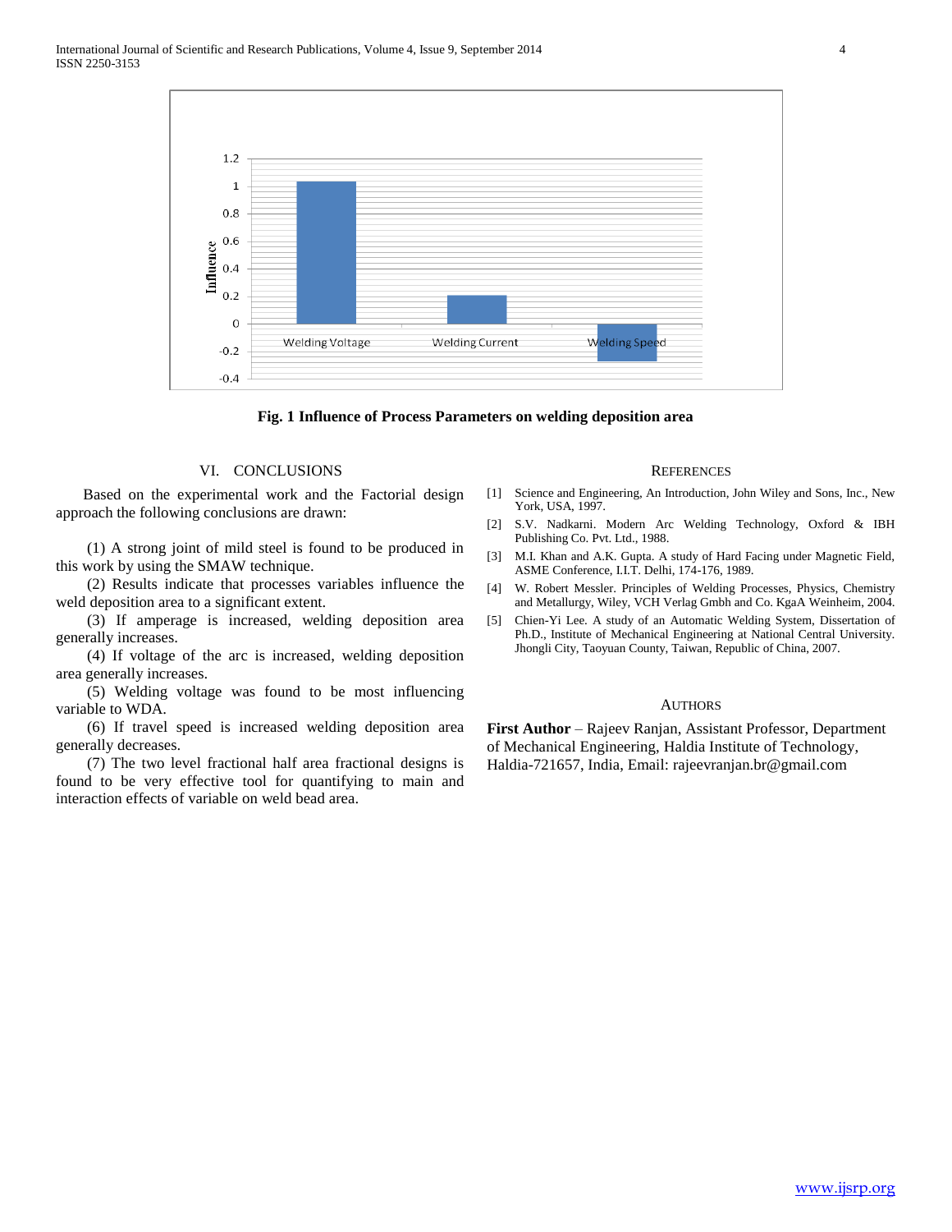1.2
1
0.8
0.6
0.4
0.2
0
-0.2
-0.4

Influence

Welding Voltage
Welding Current
Welding Speed

**Fig. 1 Influence of Process Parameters on welding deposition area**

## VI. CONCLUSIONS

Based on the experimental work and the Factorial design approach the following conclusions are drawn:

(1) A strong joint of mild steel is found to be produced in this work by using the SMAW technique.

(2) Results indicate that processes variables influence the weld deposition area to a significant extent.

(3) If amperage is increased, welding deposition area generally increases.

(4) If voltage of the arc is increased, welding deposition area generally increases.

(5) Welding voltage was found to be most influencing variable to WDA.

(6) If travel speed is increased welding deposition area generally decreases.

(7) The two level fractional half area fractional designs is found to be very effective tool for quantifying to main and interaction effects of variable on weld bead area.

## REFERENCES

[1] Science and Engineering, An Introduction, John Wiley and Sons, Inc., New York, USA, 1997.

[2] S.V. Nadkarni. Modern Arc Welding Technology, Oxford & IBH Publishing Co. Pvt. Ltd., 1988.

[3] M.I. Khan and A.K. Gupta. A study of Hard Facing under Magnetic Field, ASME Conference, I.I.T. Delhi, 174-176, 1989.

[4] W. Robert Messler. Principles of Welding Processes, Physics, Chemistry and Metallurgy, Wiley, VCH Verlag Gmbh and Co. KgaA Weinheim, 2004.

[5] Chien-Yi Lee. A study of an Automatic Welding System, Dissertation of Ph.D., Institute of Mechanical Engineering at National Central University. Jhongli City, Taoyuan County, Taiwan, Republic of China, 2007.

## AUTHORS

**First Author** – Rajeev Ranjan, Assistant Professor, Department of Mechanical Engineering, Haldia Institute of Technology, Haldia-721657, India, Email: rajeevranjan.br@gmail.com